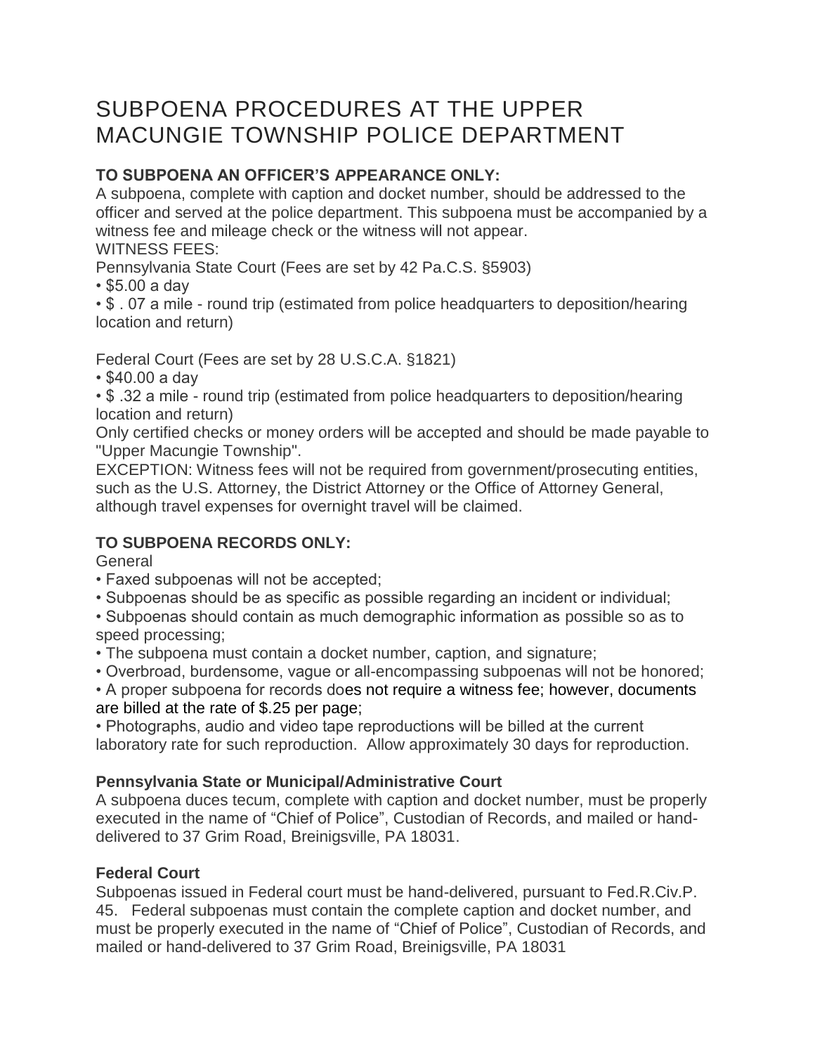# SUBPOENA PROCEDURES AT THE UPPER MACUNGIE TOWNSHIP POLICE DEPARTMENT

**TO SUBPOENA AN OFFICER'S APPEARANCE ONLY:**

A subpoena, complete with caption and docket number, should be addressed to the officer and served at the police department. This subpoena must be accompanied by a witness fee and mileage check or the witness will not appear.

WITNESS FEES:

Pennsylvania State Court (Fees are set by 42 Pa.C.S. §5903)

- $5.00 a day
- $ . 07 a mile - round trip (estimated from police headquarters to deposition/hearing location and return)

Federal Court (Fees are set by 28 U.S.C.A. §1821)

- $40.00 a day
- $ .32 a mile - round trip (estimated from police headquarters to deposition/hearing location and return)

Only certified checks or money orders will be accepted and should be made payable to "Upper Macungie Township".

EXCEPTION: Witness fees will not be required from government/prosecuting entities, such as the U.S. Attorney, the District Attorney or the Office of Attorney General, although travel expenses for overnight travel will be claimed.

**TO SUBPOENA RECORDS ONLY:**

General

- Faxed subpoenas will not be accepted;
- Subpoenas should be as specific as possible regarding an incident or individual;
- Subpoenas should contain as much demographic information as possible so as to speed processing;
- The subpoena must contain a docket number, caption, and signature;
- Overbroad, burdensome, vague or all-encompassing subpoenas will not be honored;
- A proper subpoena for records does not require a witness fee; however, documents are billed at the rate of $.25 per page;
- Photographs, audio and video tape reproductions will be billed at the current laboratory rate for such reproduction. Allow approximately 30 days for reproduction.

**Pennsylvania State or Municipal/Administrative Court**

A subpoena duces tecum, complete with caption and docket number, must be properly executed in the name of "Chief of Police", Custodian of Records, and mailed or hand-delivered to 37 Grim Road, Breinigsville, PA 18031.

**Federal Court**

Subpoenas issued in Federal court must be hand-delivered, pursuant to Fed.R.Civ.P. 45. Federal subpoenas must contain the complete caption and docket number, and must be properly executed in the name of "Chief of Police", Custodian of Records, and mailed or hand-delivered to 37 Grim Road, Breinigsville, PA 18031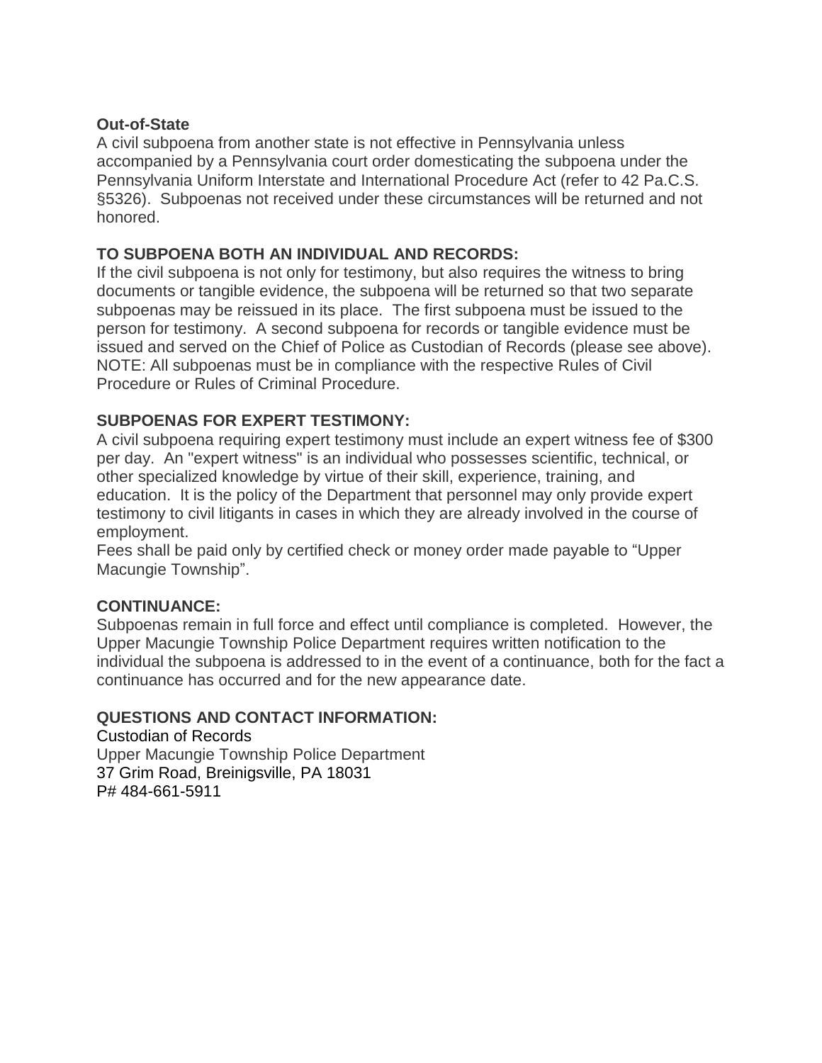**Out-of-State**

A civil subpoena from another state is not effective in Pennsylvania unless accompanied by a Pennsylvania court order domesticating the subpoena under the Pennsylvania Uniform Interstate and International Procedure Act (refer to 42 Pa.C.S. §5326). Subpoenas not received under these circumstances will be returned and not honored.

## TO SUBPOENA BOTH AN INDIVIDUAL AND RECORDS:

If the civil subpoena is not only for testimony, but also requires the witness to bring documents or tangible evidence, the subpoena will be returned so that two separate subpoenas may be reissued in its place. The first subpoena must be issued to the person for testimony. A second subpoena for records or tangible evidence must be issued and served on the Chief of Police as Custodian of Records (please see above). NOTE: All subpoenas must be in compliance with the respective Rules of Civil Procedure or Rules of Criminal Procedure.

## SUBPOENAS FOR EXPERT TESTIMONY:

A civil subpoena requiring expert testimony must include an expert witness fee of $300 per day. An "expert witness" is an individual who possesses scientific, technical, or other specialized knowledge by virtue of their skill, experience, training, and education. It is the policy of the Department that personnel may only provide expert testimony to civil litigants in cases in which they are already involved in the course of employment.

Fees shall be paid only by certified check or money order made payable to “Upper Macungie Township”.

## CONTINUANCE:

Subpoenas remain in full force and effect until compliance is completed. However, the Upper Macungie Township Police Department requires written notification to the individual the subpoena is addressed to in the event of a continuance, both for the fact a continuance has occurred and for the new appearance date.

## QUESTIONS AND CONTACT INFORMATION:

Custodian of Records
Upper Macungie Township Police Department
37 Grim Road, Breinigsville, PA 18031
P# 484-661-5911